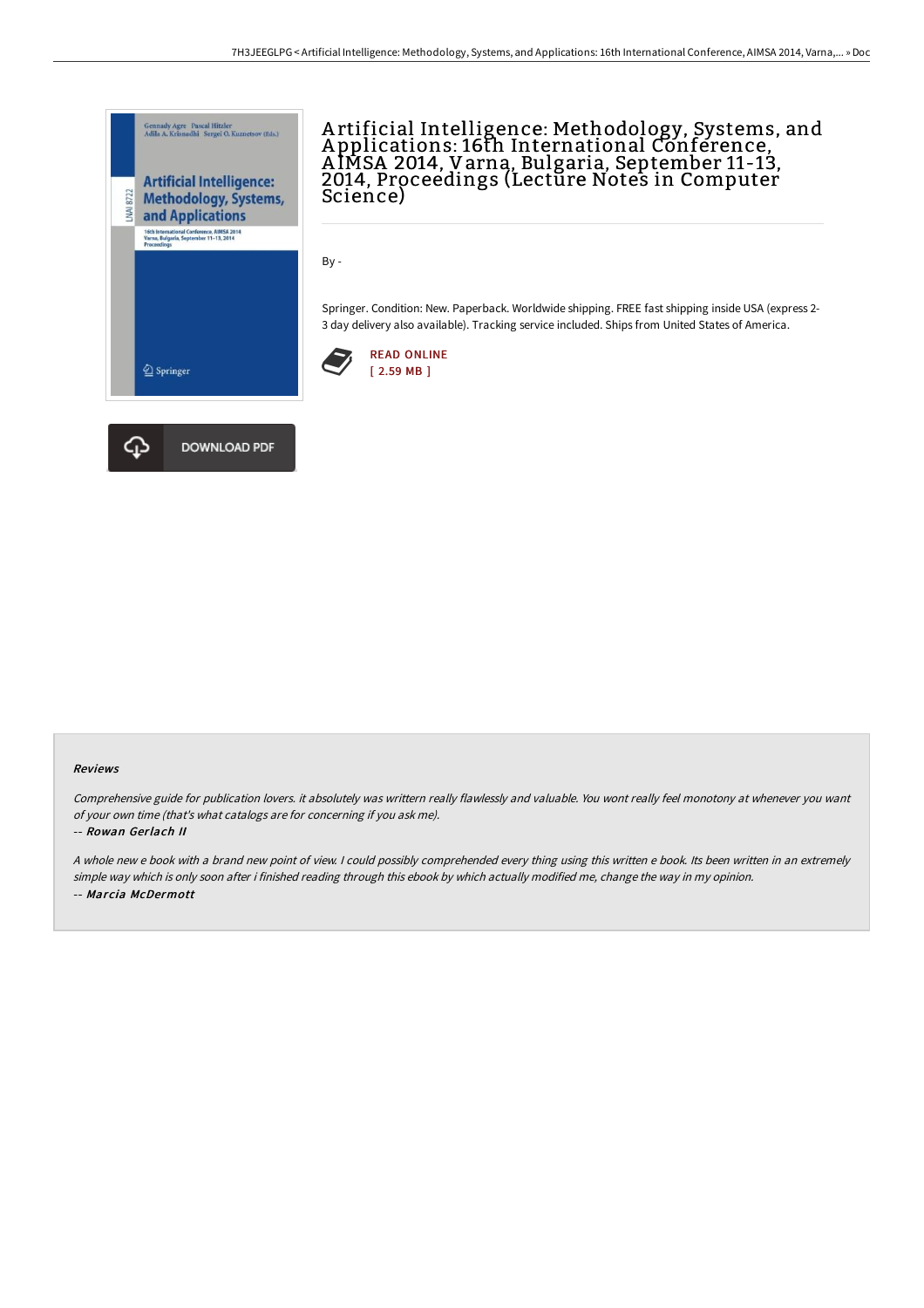# Artificial Intelligence: Methodology, Systems, and Applications: 16th International Conference, AIMSA 2014, Varna, Bulgaria, September 11-13, 2014, Proceedings (Lecture Notes in Computer Science)

By -

Springer. Condition: New. Paperback. Worldwide shipping. FREE fast shipping inside USA (express 2-3 day delivery also available). Tracking service included. Ships from United States of America.

READ ONLINE
[ 2.59 MB ]

DOWNLOAD PDF

### Reviews

*Comprehensive guide for publication lovers. it absolutely was writtern really flawlessly and valuable. You wont really feel monotony at whenever you want of your own time (that's what catalogs are for concerning if you ask me).*

-- ***Rowan Gerlach II***

*A whole new e book with a brand new point of view. I could possibly comprehended every thing using this written e book. Its been written in an extremely simple way which is only soon after i finished reading through this ebook by which actually modified me, change the way in my opinion.*

-- ***Marcia McDermott***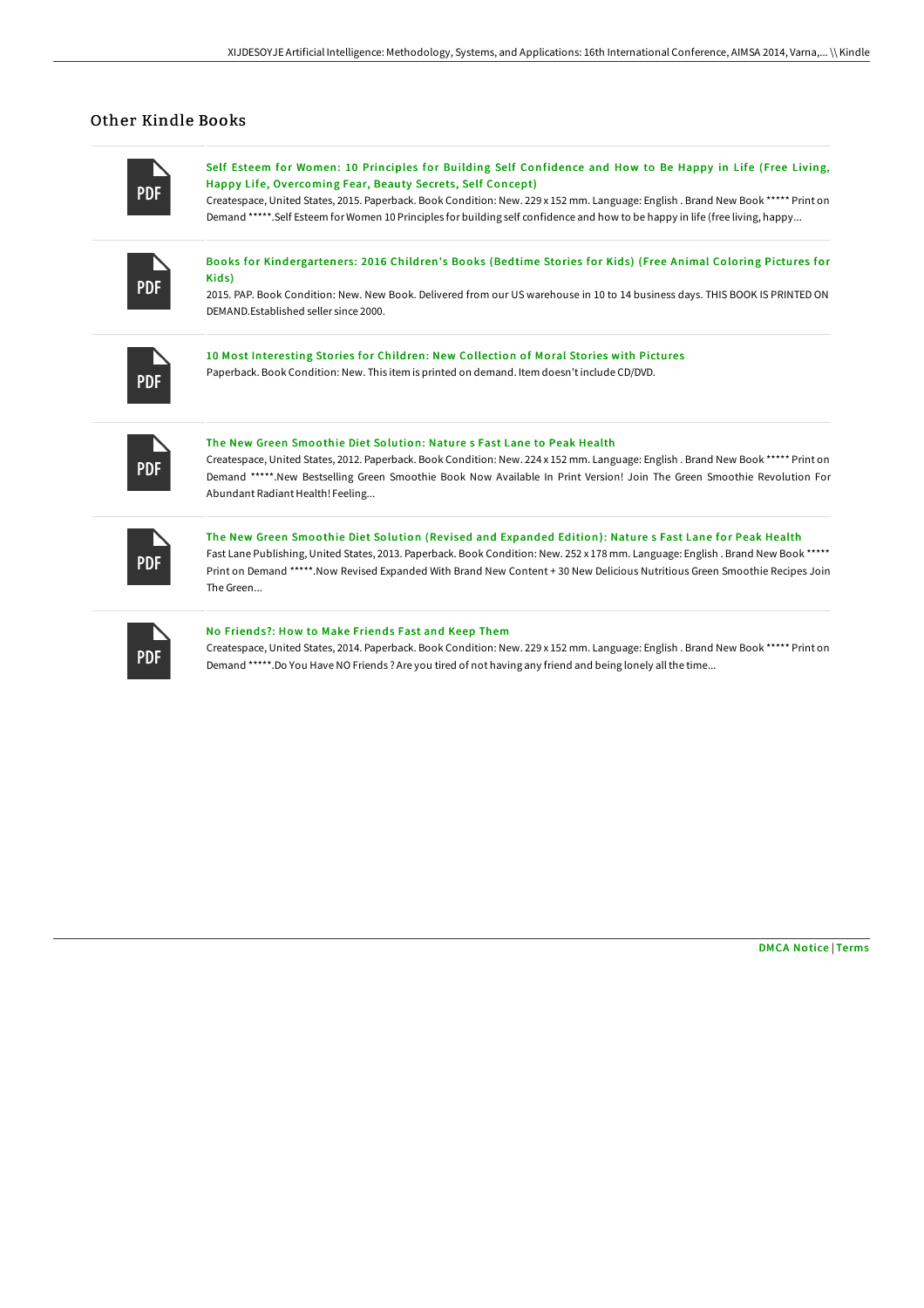## Other Kindle Books

**Self Esteem for Women: 10 Principles for Building Self Confidence and How to Be Happy in Life (Free Living, Happy Life, Overcoming Fear, Beauty Secrets, Self Concept)**

Createspace, United States, 2015. Paperback. Book Condition: New. 229 x 152 mm. Language: English . Brand New Book ***** Print on Demand *****.Self Esteem for Women 10 Principles for building self confidence and how to be happy in life (free living, happy...

**Books for Kindergarteners: 2016 Children's Books (Bedtime Stories for Kids) (Free Animal Coloring Pictures for Kids)**

2015. PAP. Book Condition: New. New Book. Delivered from our US warehouse in 10 to 14 business days. THIS BOOK IS PRINTED ON DEMAND.Established seller since 2000.

**10 Most Interesting Stories for Children: New Collection of Moral Stories with Pictures**

Paperback. Book Condition: New. This item is printed on demand. Item doesn't include CD/DVD.

**The New Green Smoothie Diet Solution: Nature s Fast Lane to Peak Health**

Createspace, United States, 2012. Paperback. Book Condition: New. 224 x 152 mm. Language: English . Brand New Book ***** Print on Demand *****.New Bestselling Green Smoothie Book Now Available In Print Version! Join The Green Smoothie Revolution For Abundant Radiant Health! Feeling...

**The New Green Smoothie Diet Solution (Revised and Expanded Edition): Nature s Fast Lane for Peak Health**

Fast Lane Publishing, United States, 2013. Paperback. Book Condition: New. 252 x 178 mm. Language: English . Brand New Book ***** Print on Demand *****.Now Revised Expanded With Brand New Content + 30 New Delicious Nutritious Green Smoothie Recipes Join The Green...

**No Friends?: How to Make Friends Fast and Keep Them**

Createspace, United States, 2014. Paperback. Book Condition: New. 229 x 152 mm. Language: English . Brand New Book ***** Print on Demand *****.Do You Have NO Friends ? Are you tired of not having any friend and being lonely all the time...